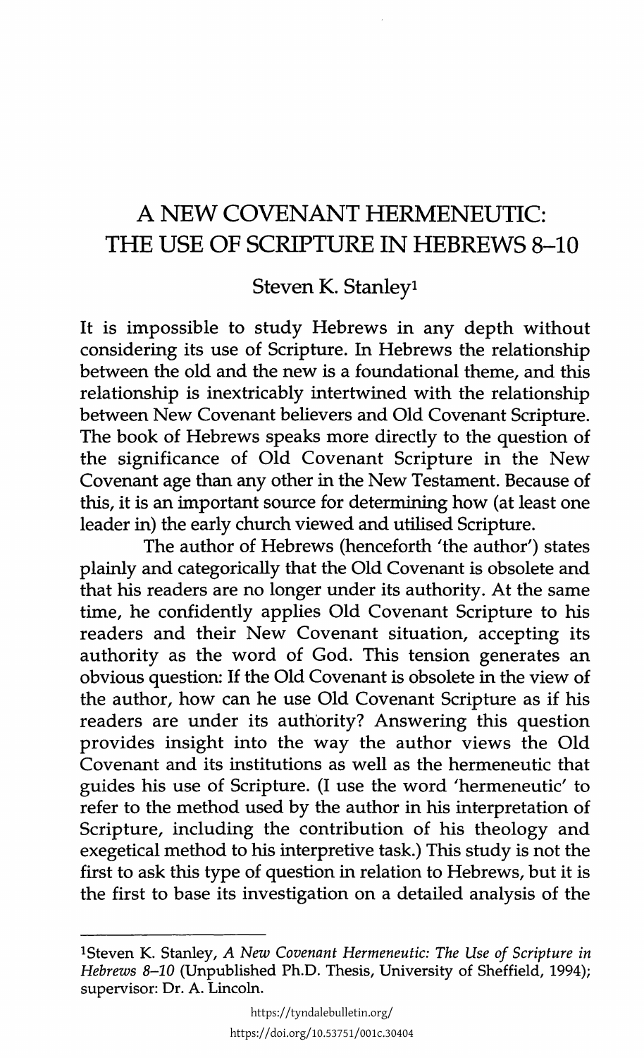# A NEW COVENANT HERMENEUTIC: THE USE OF SCRIPTURE IN HEBREWS 8–10

Steven K. Stanley[1]

It is impossible to study Hebrews in any depth without considering its use of Scripture. In Hebrews the relationship between the old and the new is a foundational theme, and this relationship is inextricably intertwined with the relationship between New Covenant believers and Old Covenant Scripture. The book of Hebrews speaks more directly to the question of the significance of Old Covenant Scripture in the New Covenant age than any other in the New Testament. Because of this, it is an important source for determining how (at least one leader in) the early church viewed and utilised Scripture.

The author of Hebrews (henceforth 'the author') states plainly and categorically that the Old Covenant is obsolete and that his readers are no longer under its authority. At the same time, he confidently applies Old Covenant Scripture to his readers and their New Covenant situation, accepting its authority as the word of God. This tension generates an obvious question: If the Old Covenant is obsolete in the view of the author, how can he use Old Covenant Scripture as if his readers are under its authority? Answering this question provides insight into the way the author views the Old Covenant and its institutions as well as the hermeneutic that guides his use of Scripture. (I use the word 'hermeneutic' to refer to the method used by the author in his interpretation of Scripture, including the contribution of his theology and exegetical method to his interpretive task.) This study is not the first to ask this type of question in relation to Hebrews, but it is the first to base its investigation on a detailed analysis of the

---

[1]Steven K. Stanley, *A New Covenant Hermeneutic: The Use of Scripture in Hebrews 8–10* (Unpublished Ph.D. Thesis, University of Sheffield, 1994); supervisor: Dr. A. Lincoln.

https://tyndalebulletin.org/
https://doi.org/10.53751/001c.30404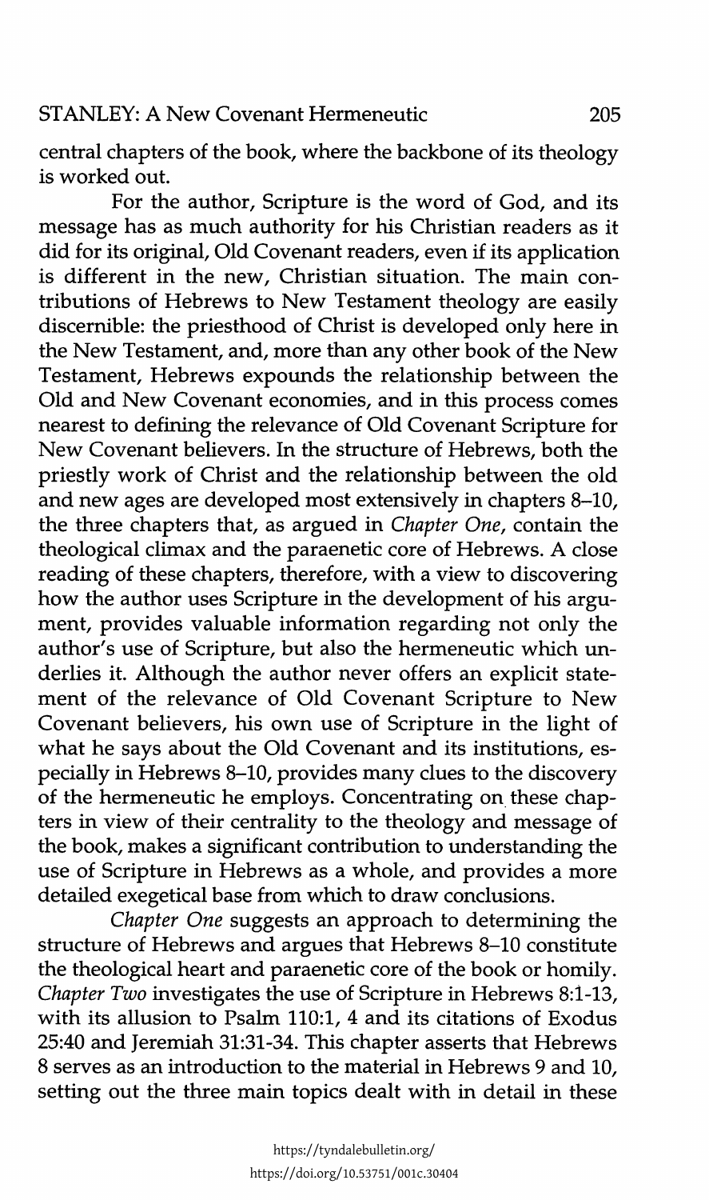central chapters of the book, where the backbone of its theology is worked out.

For the author, Scripture is the word of God, and its message has as much authority for his Christian readers as it did for its original, Old Covenant readers, even if its application is different in the new, Christian situation. The main contributions of Hebrews to New Testament theology are easily discernible: the priesthood of Christ is developed only here in the New Testament, and, more than any other book of the New Testament, Hebrews expounds the relationship between the Old and New Covenant economies, and in this process comes nearest to defining the relevance of Old Covenant Scripture for New Covenant believers. In the structure of Hebrews, both the priestly work of Christ and the relationship between the old and new ages are developed most extensively in chapters 8–10, the three chapters that, as argued in *Chapter One*, contain the theological climax and the paraenetic core of Hebrews. A close reading of these chapters, therefore, with a view to discovering how the author uses Scripture in the development of his argument, provides valuable information regarding not only the author's use of Scripture, but also the hermeneutic which underlies it. Although the author never offers an explicit statement of the relevance of Old Covenant Scripture to New Covenant believers, his own use of Scripture in the light of what he says about the Old Covenant and its institutions, especially in Hebrews 8–10, provides many clues to the discovery of the hermeneutic he employs. Concentrating on these chapters in view of their centrality to the theology and message of the book, makes a significant contribution to understanding the use of Scripture in Hebrews as a whole, and provides a more detailed exegetical base from which to draw conclusions.

*Chapter One* suggests an approach to determining the structure of Hebrews and argues that Hebrews 8–10 constitute the theological heart and paraenetic core of the book or homily. *Chapter Two* investigates the use of Scripture in Hebrews 8:1-13, with its allusion to Psalm 110:1, 4 and its citations of Exodus 25:40 and Jeremiah 31:31-34. This chapter asserts that Hebrews 8 serves as an introduction to the material in Hebrews 9 and 10, setting out the three main topics dealt with in detail in these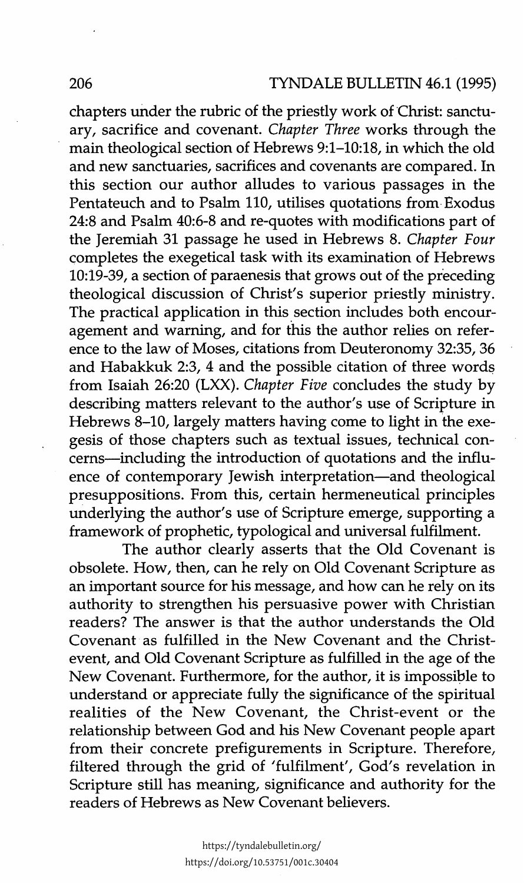chapters under the rubric of the priestly work of Christ: sanctuary, sacrifice and covenant. *Chapter Three* works through the main theological section of Hebrews 9:1–10:18, in which the old and new sanctuaries, sacrifices and covenants are compared. In this section our author alludes to various passages in the Pentateuch and to Psalm 110, utilises quotations from Exodus 24:8 and Psalm 40:6-8 and re-quotes with modifications part of the Jeremiah 31 passage he used in Hebrews 8. *Chapter Four* completes the exegetical task with its examination of Hebrews 10:19-39, a section of paraenesis that grows out of the preceding theological discussion of Christ's superior priestly ministry. The practical application in this section includes both encouragement and warning, and for this the author relies on reference to the law of Moses, citations from Deuteronomy 32:35, 36 and Habakkuk 2:3, 4 and the possible citation of three words from Isaiah 26:20 (LXX). *Chapter Five* concludes the study by describing matters relevant to the author's use of Scripture in Hebrews 8–10, largely matters having come to light in the exegesis of those chapters such as textual issues, technical concerns—including the introduction of quotations and the influence of contemporary Jewish interpretation—and theological presuppositions. From this, certain hermeneutical principles underlying the author's use of Scripture emerge, supporting a framework of prophetic, typological and universal fulfilment.

The author clearly asserts that the Old Covenant is obsolete. How, then, can he rely on Old Covenant Scripture as an important source for his message, and how can he rely on its authority to strengthen his persuasive power with Christian readers? The answer is that the author understands the Old Covenant as fulfilled in the New Covenant and the Christ-event, and Old Covenant Scripture as fulfilled in the age of the New Covenant. Furthermore, for the author, it is impossible to understand or appreciate fully the significance of the spiritual realities of the New Covenant, the Christ-event or the relationship between God and his New Covenant people apart from their concrete prefigurements in Scripture. Therefore, filtered through the grid of 'fulfilment', God's revelation in Scripture still has meaning, significance and authority for the readers of Hebrews as New Covenant believers.